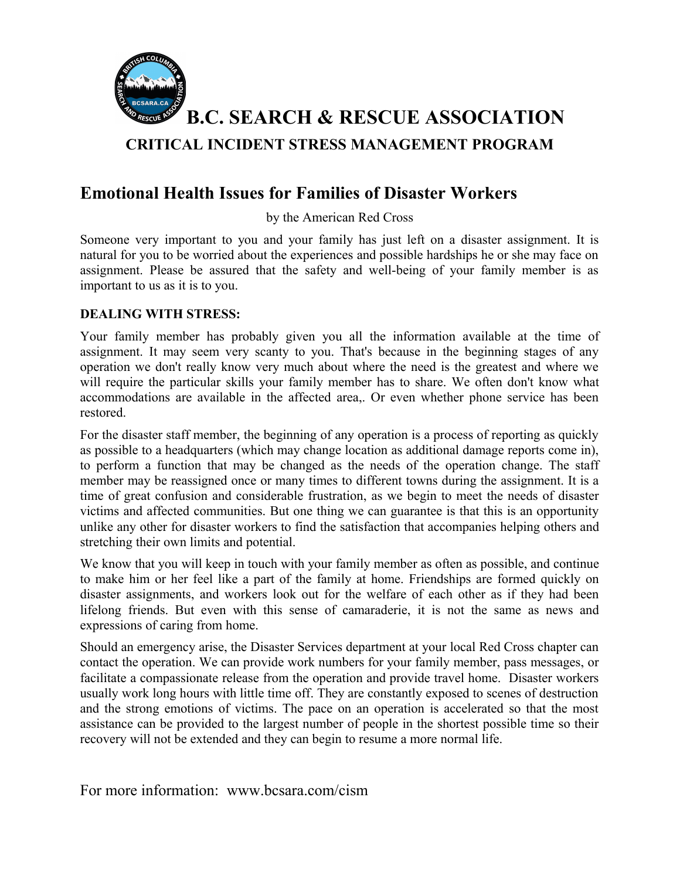# B.C. SEARCH & RESCUE ASSOCIATION

## CRITICAL INCIDENT STRESS MANAGEMENT PROGRAM

## Emotional Health Issues for Families of Disaster Workers

by the American Red Cross

Someone very important to you and your family has just left on a disaster assignment. It is natural for you to be worried about the experiences and possible hardships he or she may face on assignment. Please be assured that the safety and well-being of your family member is as important to us as it is to you.

**DEALING WITH STRESS:**

Your family member has probably given you all the information available at the time of assignment. It may seem very scanty to you. That's because in the beginning stages of any operation we don't really know very much about where the need is the greatest and where we will require the particular skills your family member has to share. We often don't know what accommodations are available in the affected area,. Or even whether phone service has been restored.

For the disaster staff member, the beginning of any operation is a process of reporting as quickly as possible to a headquarters (which may change location as additional damage reports come in), to perform a function that may be changed as the needs of the operation change. The staff member may be reassigned once or many times to different towns during the assignment. It is a time of great confusion and considerable frustration, as we begin to meet the needs of disaster victims and affected communities. But one thing we can guarantee is that this is an opportunity unlike any other for disaster workers to find the satisfaction that accompanies helping others and stretching their own limits and potential.

We know that you will keep in touch with your family member as often as possible, and continue to make him or her feel like a part of the family at home. Friendships are formed quickly on disaster assignments, and workers look out for the welfare of each other as if they had been lifelong friends. But even with this sense of camaraderie, it is not the same as news and expressions of caring from home.

Should an emergency arise, the Disaster Services department at your local Red Cross chapter can contact the operation. We can provide work numbers for your family member, pass messages, or facilitate a compassionate release from the operation and provide travel home. Disaster workers usually work long hours with little time off. They are constantly exposed to scenes of destruction and the strong emotions of victims. The pace on an operation is accelerated so that the most assistance can be provided to the largest number of people in the shortest possible time so their recovery will not be extended and they can begin to resume a more normal life.

For more information: www.bcsara.com/cism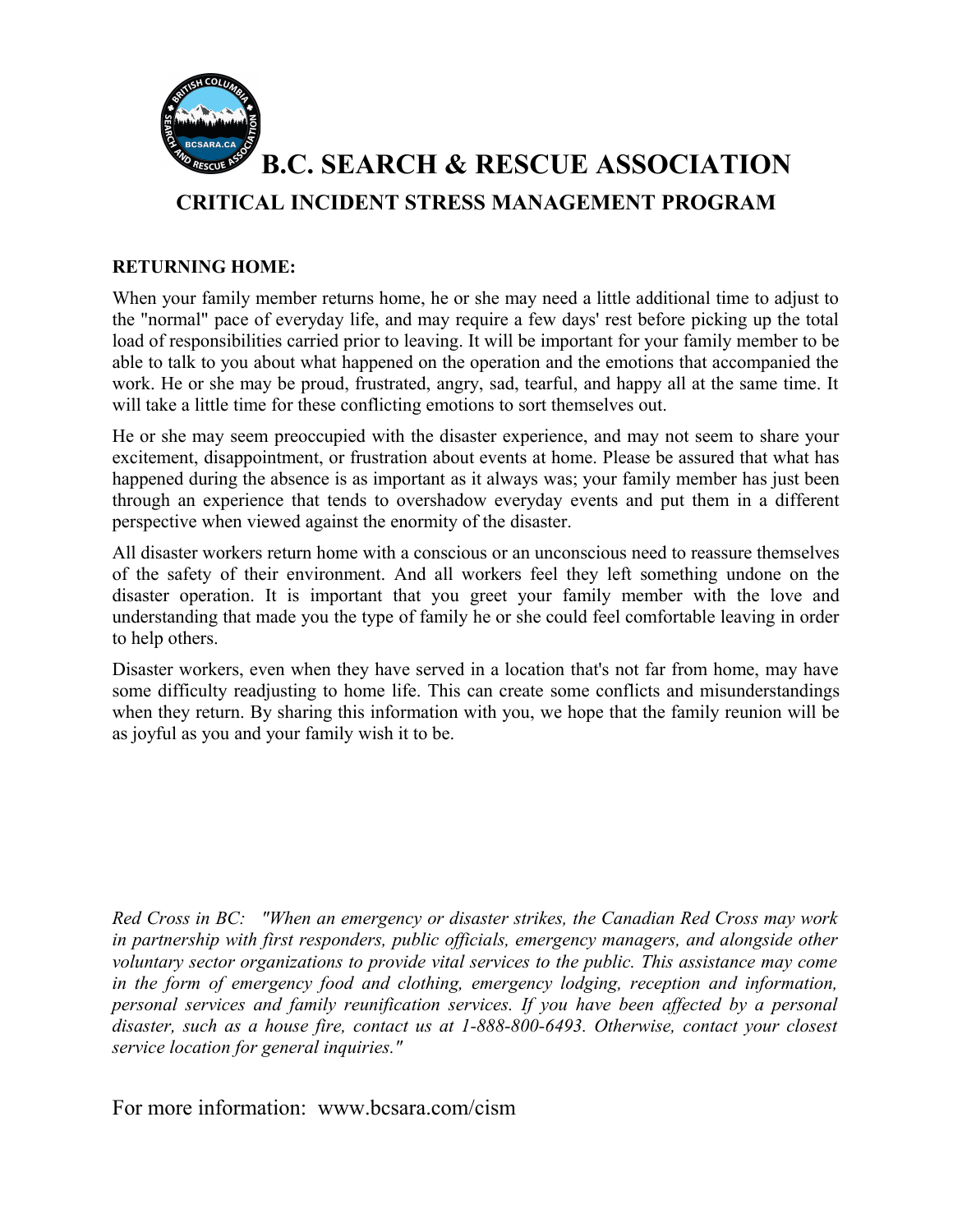# B.C. SEARCH & RESCUE ASSOCIATION

## CRITICAL INCIDENT STRESS MANAGEMENT PROGRAM

**RETURNING HOME:**

When your family member returns home, he or she may need a little additional time to adjust to the "normal" pace of everyday life, and may require a few days' rest before picking up the total load of responsibilities carried prior to leaving. It will be important for your family member to be able to talk to you about what happened on the operation and the emotions that accompanied the work. He or she may be proud, frustrated, angry, sad, tearful, and happy all at the same time. It will take a little time for these conflicting emotions to sort themselves out.

He or she may seem preoccupied with the disaster experience, and may not seem to share your excitement, disappointment, or frustration about events at home. Please be assured that what has happened during the absence is as important as it always was; your family member has just been through an experience that tends to overshadow everyday events and put them in a different perspective when viewed against the enormity of the disaster.

All disaster workers return home with a conscious or an unconscious need to reassure themselves of the safety of their environment. And all workers feel they left something undone on the disaster operation. It is important that you greet your family member with the love and understanding that made you the type of family he or she could feel comfortable leaving in order to help others.

Disaster workers, even when they have served in a location that's not far from home, may have some difficulty readjusting to home life. This can create some conflicts and misunderstandings when they return. By sharing this information with you, we hope that the family reunion will be as joyful as you and your family wish it to be.

*Red Cross in BC: "When an emergency or disaster strikes, the Canadian Red Cross may work in partnership with first responders, public officials, emergency managers, and alongside other voluntary sector organizations to provide vital services to the public. This assistance may come in the form of emergency food and clothing, emergency lodging, reception and information, personal services and family reunification services. If you have been affected by a personal disaster, such as a house fire, contact us at 1-888-800-6493. Otherwise, contact your closest service location for general inquiries."*

For more information: www.bcsara.com/cism